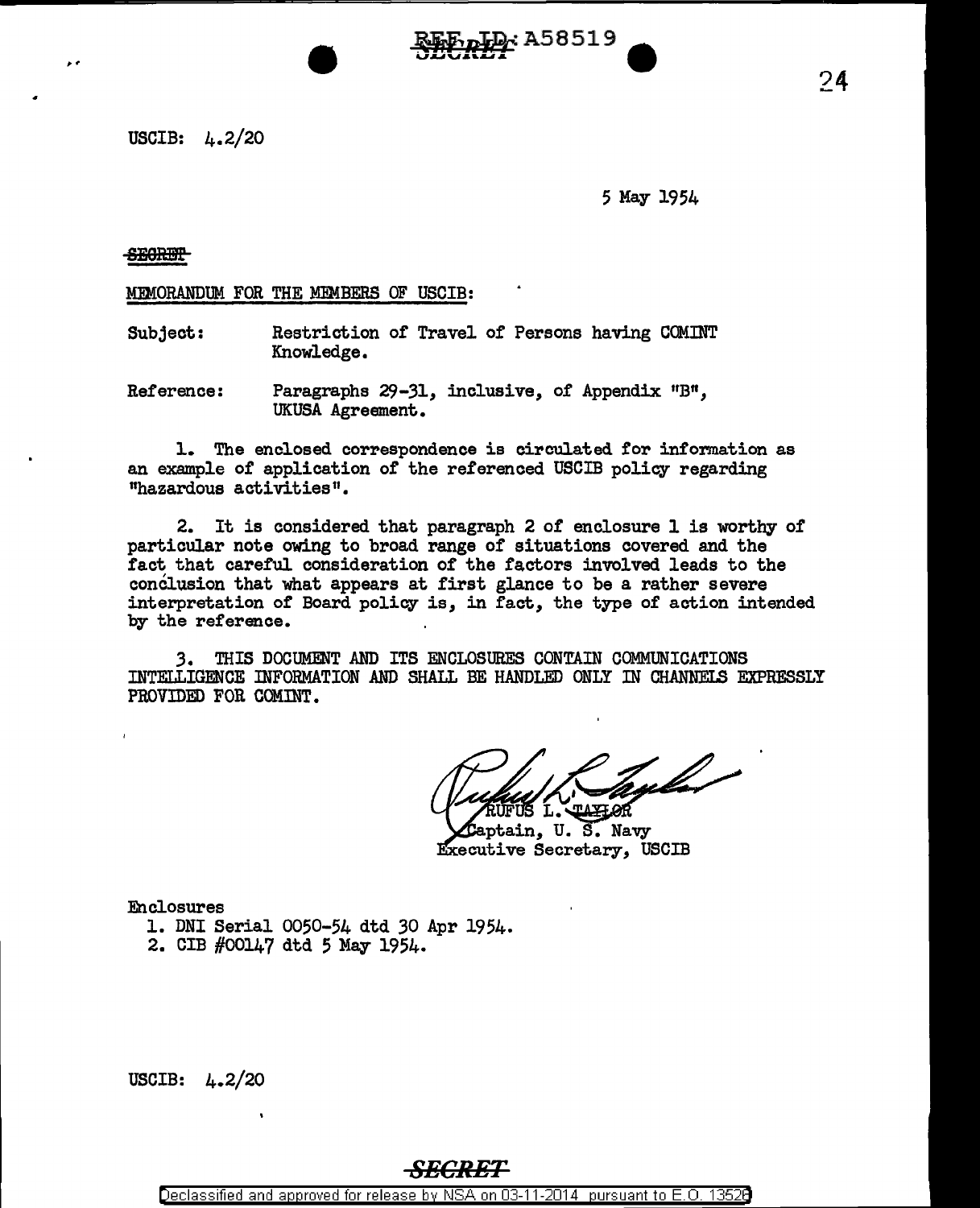REF ID: A58519

USCIB: 4.2/20

5 May 1954

SECRET

MEMORANDUM FOR THE MEMBERS OF USCIB:

Subject: Restriction of Travel of Persons having COMINT Knowledge.

Reference: Paragraphs 29-31, inclusive, of Appendix "B", UKUSA Agreement.

1. The enclosed correspondence is circulated for information as an example of application of the referenced USCIB policy regarding "hazardous activities".

2. It is considered that paragraph 2 of enclosure 1 is worthy of particular note owing to broad range of situations covered and the fact that careful consideration of the factors involved leads to the conclusion that what appears at first glance to be a rather severe interpretation of Board policy is, in fact, the type of action intended by the reference.

3. THIS DOCUMENT AND ITS ENCLOSURES CONTAIN COMMUNICATIONS INTELLIGENCE INFORMATION AND SHALL BE HANDLED ONLY IN CHANNELS EXPRESSLY PROVIDED FOR COMINT.

RUFUS L. TAYLOR
Captain, U. S. Navy
Executive Secretary, USCIB

Enclosures
1. DNI Serial 0050-54 dtd 30 Apr 1954.
2. CIB #00147 dtd 5 May 1954.

USCIB: 4.2/20

SECRET

Declassified and approved for release by NSA on 03-11-2014 pursuant to E.O. 13526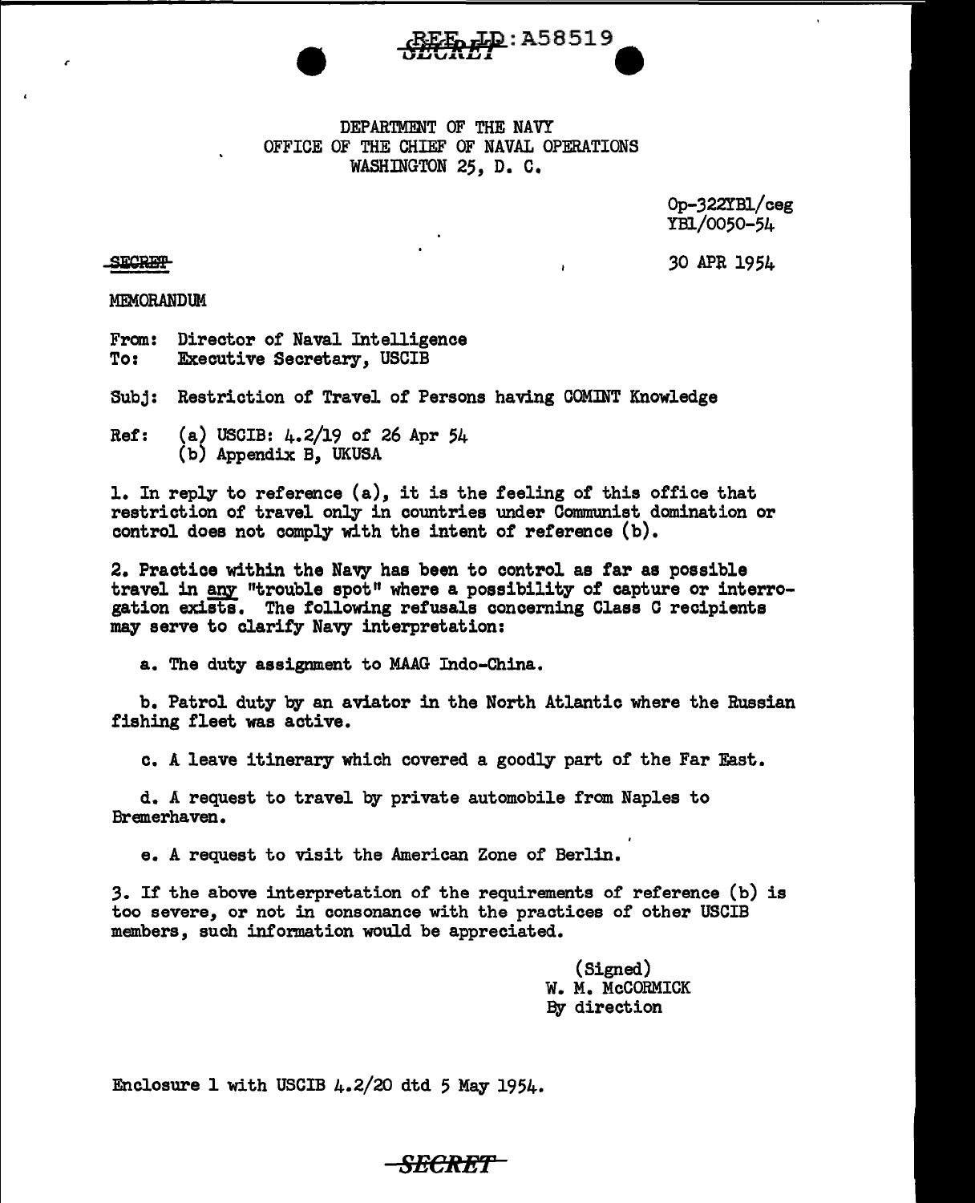REF ID:A58519

SECRET

DEPARTMENT OF THE NAVY
OFFICE OF THE CHIEF OF NAVAL OPERATIONS
WASHINGTON 25, D. C.

Op-322YB1/ceg
YB1/0050-54

SECRET

30 APR 1954

MEMORANDUM

From: Director of Naval Intelligence
To: Executive Secretary, USCIB

Subj: Restriction of Travel of Persons having COMINT Knowledge

Ref: (a) USCIB: 4.2/19 of 26 Apr 54
(b) Appendix B, UKUSA

1. In reply to reference (a), it is the feeling of this office that restriction of travel only in countries under Communist domination or control does not comply with the intent of reference (b).

2. Practice within the Navy has been to control as far as possible travel in any "trouble spot" where a possibility of capture or interrogation exists. The following refusals concerning Class C recipients may serve to clarify Navy interpretation:

a. The duty assignment to MAAG Indo-China.

b. Patrol duty by an aviator in the North Atlantic where the Russian fishing fleet was active.

c. A leave itinerary which covered a goodly part of the Far East.

d. A request to travel by private automobile from Naples to Bremerhaven.

e. A request to visit the American Zone of Berlin.

3. If the above interpretation of the requirements of reference (b) is too severe, or not in consonance with the practices of other USCIB members, such information would be appreciated.

(Signed)
W. M. McCORMICK
By direction

Enclosure 1 with USCIB 4.2/20 dtd 5 May 1954.

SECRET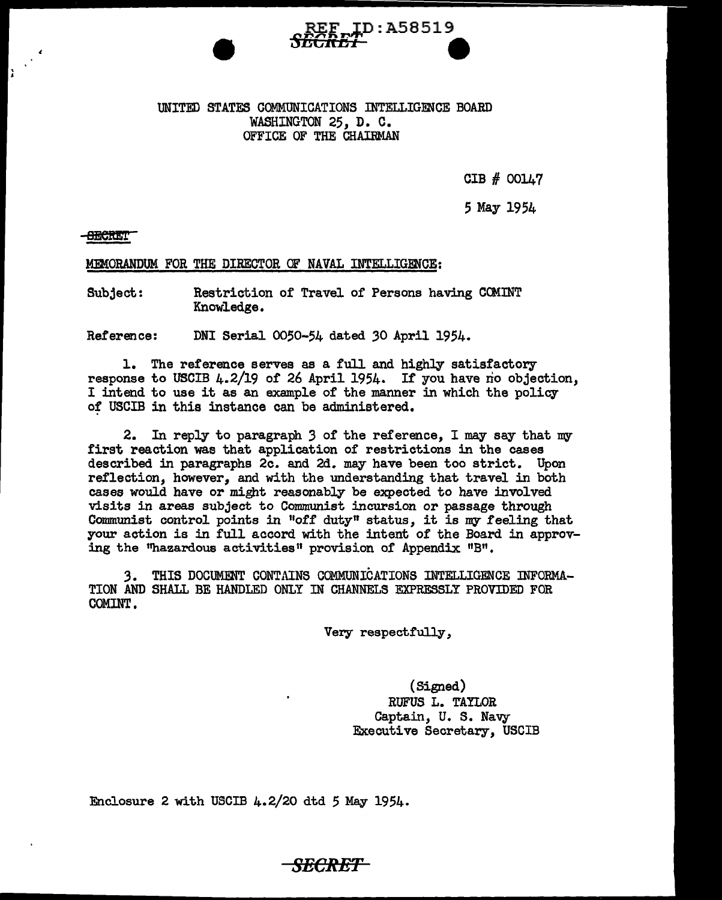REF ID:A58519

SECRET

UNITED STATES COMMUNICATIONS INTELLIGENCE BOARD
WASHINGTON 25, D. C.
OFFICE OF THE CHAIRMAN

CIB # 00147

5 May 1954

SECRET

MEMORANDUM FOR THE DIRECTOR OF NAVAL INTELLIGENCE:

Subject: Restriction of Travel of Persons having COMINT Knowledge.

Reference: DNI Serial 0050-54 dated 30 April 1954.

1. The reference serves as a full and highly satisfactory response to USCIB 4.2/19 of 26 April 1954. If you have no objection, I intend to use it as an example of the manner in which the policy of USCIB in this instance can be administered.

2. In reply to paragraph 3 of the reference, I may say that my first reaction was that application of restrictions in the cases described in paragraphs 2c. and 2d. may have been too strict. Upon reflection, however, and with the understanding that travel in both cases would have or might reasonably be expected to have involved visits in areas subject to Communist incursion or passage through Communist control points in "off duty" status, it is my feeling that your action is in full accord with the intent of the Board in approving the "hazardous activities" provision of Appendix "B".

3. THIS DOCUMENT CONTAINS COMMUNICATIONS INTELLIGENCE INFORMATION AND SHALL BE HANDLED ONLY IN CHANNELS EXPRESSLY PROVIDED FOR COMINT.

Very respectfully,

(Signed)
RUFUS L. TAYLOR
Captain, U. S. Navy
Executive Secretary, USCIB

Enclosure 2 with USCIB 4.2/20 dtd 5 May 1954.

SECRET